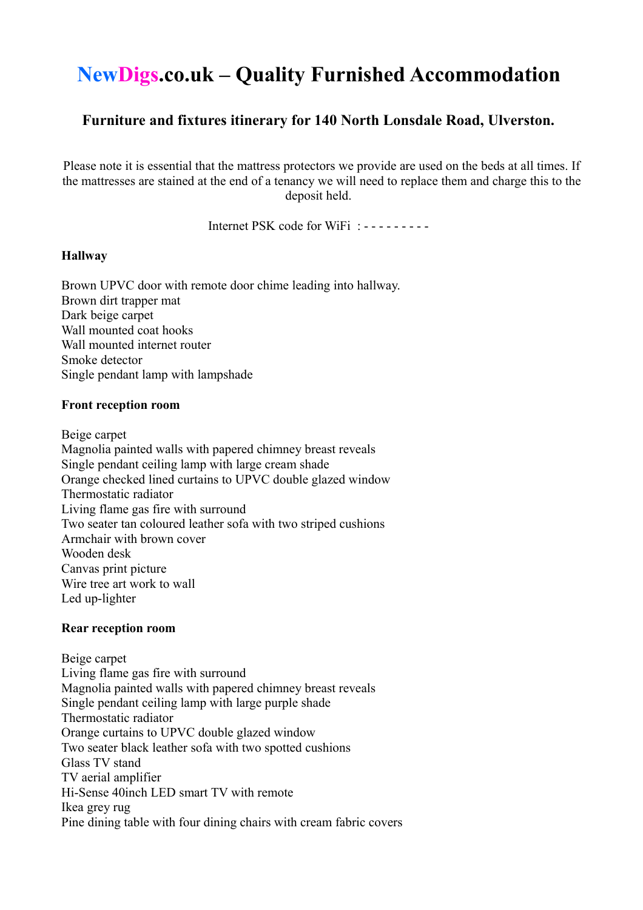# NewDigs.co.uk – Quality Furnished Accommodation

## Furniture and fixtures itinerary for 140 North Lonsdale Road, Ulverston.

Please note it is essential that the mattress protectors we provide are used on the beds at all times. If the mattresses are stained at the end of a tenancy we will need to replace them and charge this to the deposit held.

Internet PSK code for WiFi : - - - - - - - - -

**Hallway**

Brown UPVC door with remote door chime leading into hallway.
Brown dirt trapper mat
Dark beige carpet
Wall mounted coat hooks
Wall mounted internet router
Smoke detector
Single pendant lamp with lampshade

**Front reception room**

Beige carpet
Magnolia painted walls with papered chimney breast reveals
Single pendant ceiling lamp with large cream shade
Orange checked lined curtains to UPVC double glazed window
Thermostatic radiator
Living flame gas fire with surround
Two seater tan coloured leather sofa with two striped cushions
Armchair with brown cover
Wooden desk
Canvas print picture
Wire tree art work to wall
Led up-lighter

**Rear reception room**

Beige carpet
Living flame gas fire with surround
Magnolia painted walls with papered chimney breast reveals
Single pendant ceiling lamp with large purple shade
Thermostatic radiator
Orange curtains to UPVC double glazed window
Two seater black leather sofa with two spotted cushions
Glass TV stand
TV aerial amplifier
Hi-Sense 40inch LED smart TV with remote
Ikea grey rug
Pine dining table with four dining chairs with cream fabric covers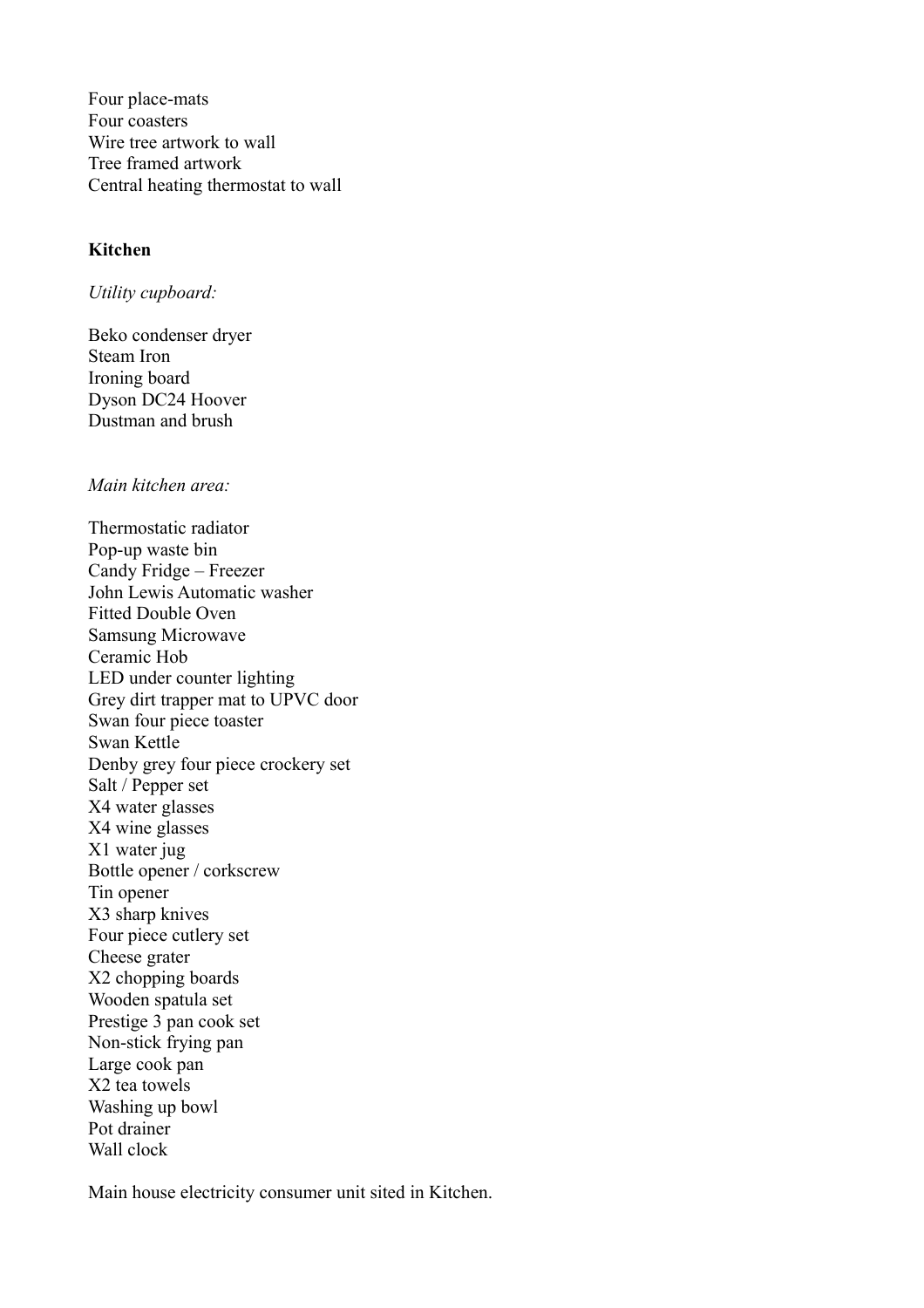Four place-mats
Four coasters
Wire tree artwork to wall
Tree framed artwork
Central heating thermostat to wall

**Kitchen**

*Utility cupboard:*

Beko condenser dryer
Steam Iron
Ironing board
Dyson DC24 Hoover
Dustman and brush

*Main kitchen area:*

Thermostatic radiator
Pop-up waste bin
Candy Fridge – Freezer
John Lewis Automatic washer
Fitted Double Oven
Samsung Microwave
Ceramic Hob
LED under counter lighting
Grey dirt trapper mat to UPVC door
Swan four piece toaster
Swan Kettle
Denby grey four piece crockery set
Salt / Pepper set
X4 water glasses
X4 wine glasses
X1 water jug
Bottle opener / corkscrew
Tin opener
X3 sharp knives
Four piece cutlery set
Cheese grater
X2 chopping boards
Wooden spatula set
Prestige 3 pan cook set
Non-stick frying pan
Large cook pan
X2 tea towels
Washing up bowl
Pot drainer
Wall clock

Main house electricity consumer unit sited in Kitchen.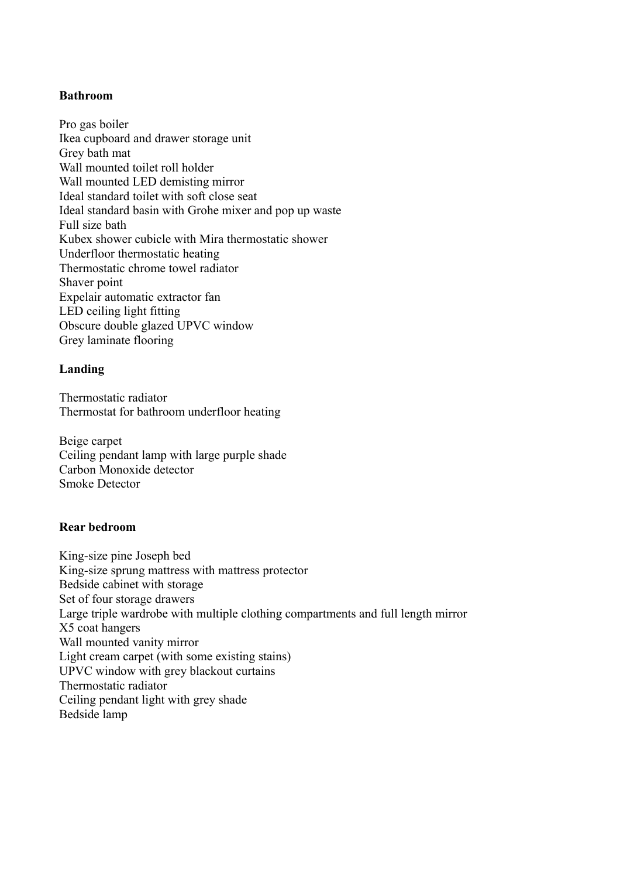**Bathroom**

Pro gas boiler
Ikea cupboard and drawer storage unit
Grey bath mat
Wall mounted toilet roll holder
Wall mounted LED demisting mirror
Ideal standard toilet with soft close seat
Ideal standard basin with Grohe mixer and pop up waste
Full size bath
Kubex shower cubicle with Mira thermostatic shower
Underfloor thermostatic heating
Thermostatic chrome towel radiator
Shaver point
Expelair automatic extractor fan
LED ceiling light fitting
Obscure double glazed UPVC window
Grey laminate flooring

**Landing**

Thermostatic radiator
Thermostat for bathroom underfloor heating

Beige carpet
Ceiling pendant lamp with large purple shade
Carbon Monoxide detector
Smoke Detector

**Rear bedroom**

King-size pine Joseph bed
King-size sprung mattress with mattress protector
Bedside cabinet with storage
Set of four storage drawers
Large triple wardrobe with multiple clothing compartments and full length mirror
X5 coat hangers
Wall mounted vanity mirror
Light cream carpet (with some existing stains)
UPVC window with grey blackout curtains
Thermostatic radiator
Ceiling pendant light with grey shade
Bedside lamp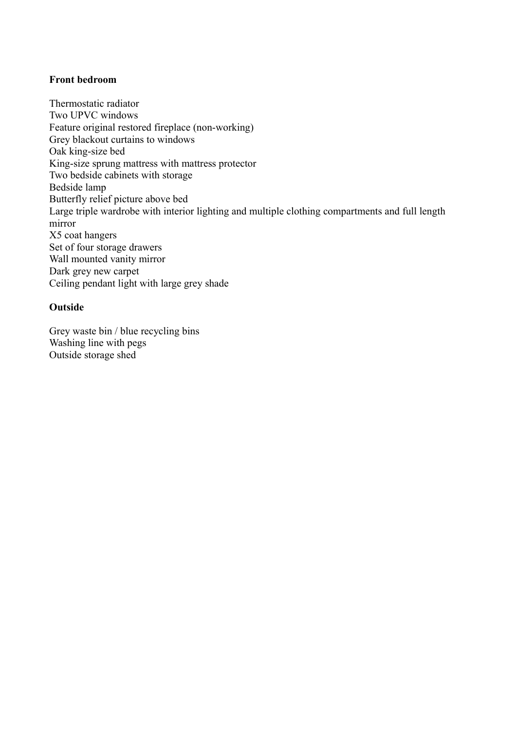**Front bedroom**

Thermostatic radiator
Two UPVC windows
Feature original restored fireplace (non-working)
Grey blackout curtains to windows
Oak king-size bed
King-size sprung mattress with mattress protector
Two bedside cabinets with storage
Bedside lamp
Butterfly relief picture above bed
Large triple wardrobe with interior lighting and multiple clothing compartments and full length mirror
X5 coat hangers
Set of four storage drawers
Wall mounted vanity mirror
Dark grey new carpet
Ceiling pendant light with large grey shade

**Outside**

Grey waste bin / blue recycling bins
Washing line with pegs
Outside storage shed